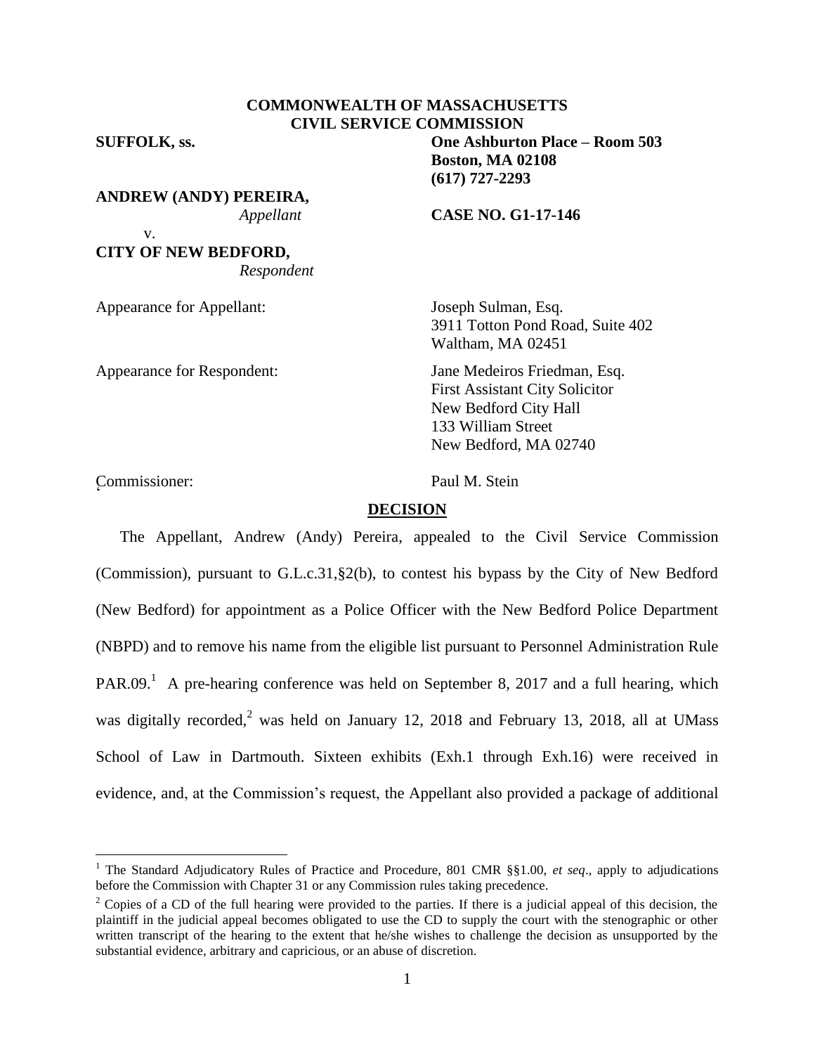**COMMONWEALTH OF MASSACHUSETTS**
**CIVIL SERVICE COMMISSION**

**SUFFOLK, ss.**

**One Ashburton Place – Room 503**
**Boston, MA 02108**
**(617) 727-2293**

**ANDREW (ANDY) PEREIRA,**
*Appellant*

v.

**CITY OF NEW BEDFORD,**
*Respondent*

**CASE NO. G1-17-146**

Appearance for Appellant: Joseph Sulman, Esq.
3911 Totton Pond Road, Suite 402
Waltham, MA 02451

Appearance for Respondent: Jane Medeiros Friedman, Esq.
First Assistant City Solicitor
New Bedford City Hall
133 William Street
New Bedford, MA 02740

Commissioner: Paul M. Stein

## DECISION

The Appellant, Andrew (Andy) Pereira, appealed to the Civil Service Commission (Commission), pursuant to G.L.c.31,§2(b), to contest his bypass by the City of New Bedford (New Bedford) for appointment as a Police Officer with the New Bedford Police Department (NBPD) and to remove his name from the eligible list pursuant to Personnel Administration Rule PAR.09.[1] A pre-hearing conference was held on September 8, 2017 and a full hearing, which was digitally recorded,[2] was held on January 12, 2018 and February 13, 2018, all at UMass School of Law in Dartmouth. Sixteen exhibits (Exh.1 through Exh.16) were received in evidence, and, at the Commission's request, the Appellant also provided a package of additional

---

[1] The Standard Adjudicatory Rules of Practice and Procedure, 801 CMR §§1.00, *et seq*., apply to adjudications before the Commission with Chapter 31 or any Commission rules taking precedence.

[2] Copies of a CD of the full hearing were provided to the parties. If there is a judicial appeal of this decision, the plaintiff in the judicial appeal becomes obligated to use the CD to supply the court with the stenographic or other written transcript of the hearing to the extent that he/she wishes to challenge the decision as unsupported by the substantial evidence, arbitrary and capricious, or an abuse of discretion.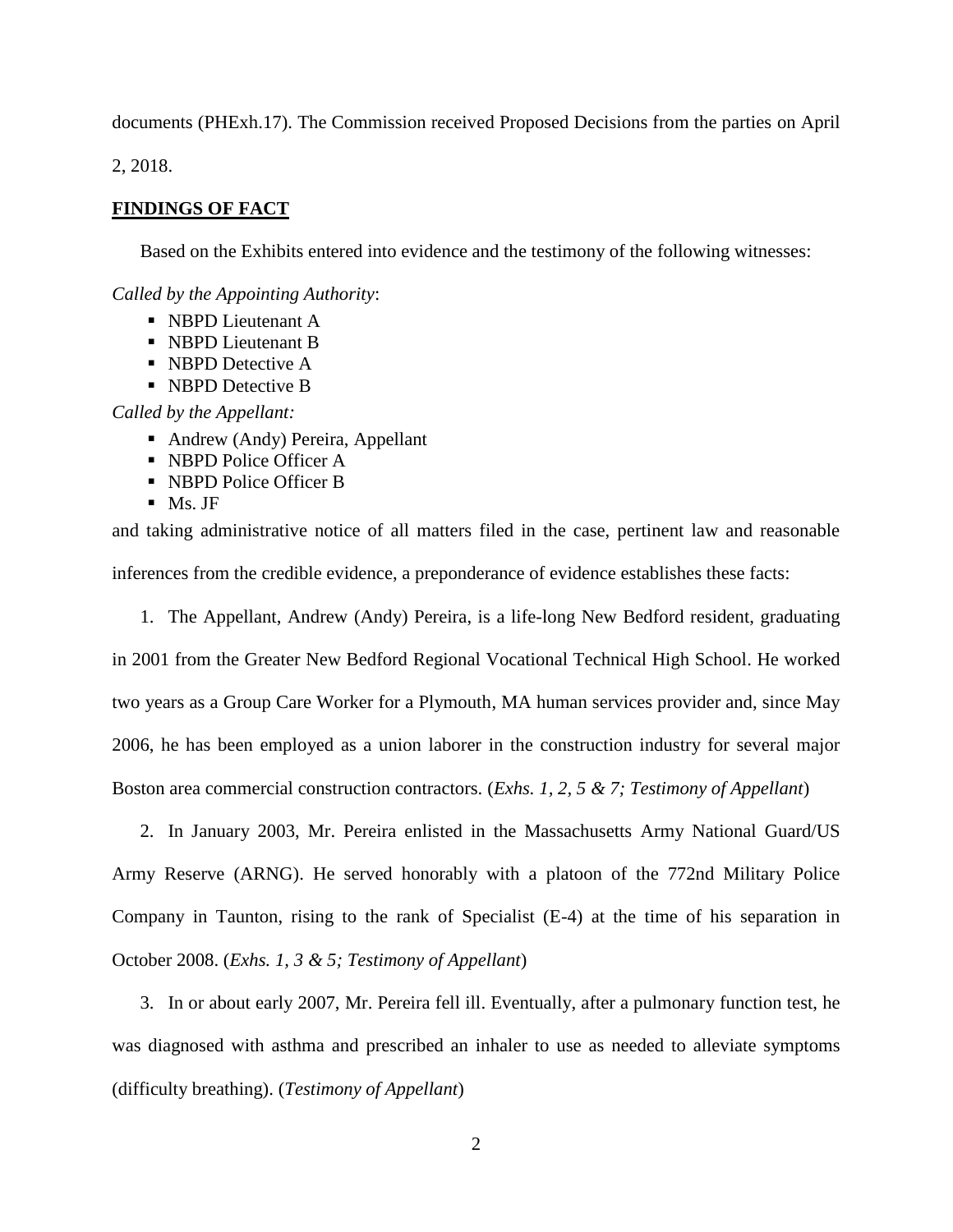documents (PHExh.17). The Commission received Proposed Decisions from the parties on April 2, 2018.

## **FINDINGS OF FACT**

Based on the Exhibits entered into evidence and the testimony of the following witnesses:

*Called by the Appointing Authority*:

- NBPD Lieutenant A
- NBPD Lieutenant B
- NBPD Detective A
- NBPD Detective B

*Called by the Appellant:*

- Andrew (Andy) Pereira, Appellant
- NBPD Police Officer A
- NBPD Police Officer B
- Ms. JF

and taking administrative notice of all matters filed in the case, pertinent law and reasonable inferences from the credible evidence, a preponderance of evidence establishes these facts:

1. The Appellant, Andrew (Andy) Pereira, is a life-long New Bedford resident, graduating in 2001 from the Greater New Bedford Regional Vocational Technical High School. He worked two years as a Group Care Worker for a Plymouth, MA human services provider and, since May 2006, he has been employed as a union laborer in the construction industry for several major Boston area commercial construction contractors. (*Exhs. 1, 2, 5 & 7; Testimony of Appellant*)

2. In January 2003, Mr. Pereira enlisted in the Massachusetts Army National Guard/US Army Reserve (ARNG). He served honorably with a platoon of the 772nd Military Police Company in Taunton, rising to the rank of Specialist (E-4) at the time of his separation in October 2008. (*Exhs. 1, 3 & 5; Testimony of Appellant*)

3. In or about early 2007, Mr. Pereira fell ill. Eventually, after a pulmonary function test, he was diagnosed with asthma and prescribed an inhaler to use as needed to alleviate symptoms (difficulty breathing). (*Testimony of Appellant*)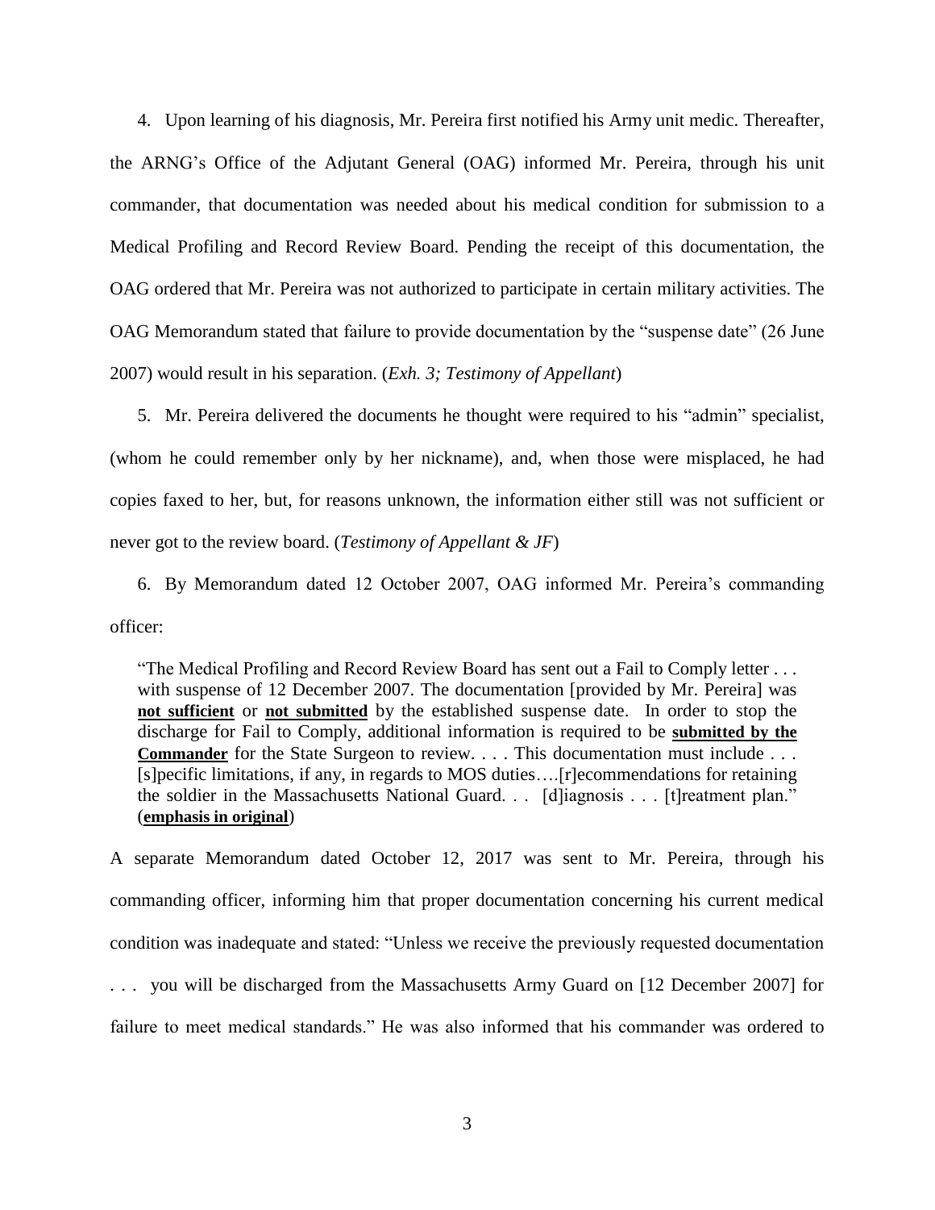4. Upon learning of his diagnosis, Mr. Pereira first notified his Army unit medic. Thereafter, the ARNG's Office of the Adjutant General (OAG) informed Mr. Pereira, through his unit commander, that documentation was needed about his medical condition for submission to a Medical Profiling and Record Review Board. Pending the receipt of this documentation, the OAG ordered that Mr. Pereira was not authorized to participate in certain military activities. The OAG Memorandum stated that failure to provide documentation by the "suspense date" (26 June 2007) would result in his separation. (*Exh. 3; Testimony of Appellant*)

5. Mr. Pereira delivered the documents he thought were required to his "admin" specialist, (whom he could remember only by her nickname), and, when those were misplaced, he had copies faxed to her, but, for reasons unknown, the information either still was not sufficient or never got to the review board. (*Testimony of Appellant & JF*)

6. By Memorandum dated 12 October 2007, OAG informed Mr. Pereira's commanding officer:

> "The Medical Profiling and Record Review Board has sent out a Fail to Comply letter . . . with suspense of 12 December 2007. The documentation [provided by Mr. Pereira] was **not sufficient** or **not submitted** by the established suspense date. In order to stop the discharge for Fail to Comply, additional information is required to be **submitted by the Commander** for the State Surgeon to review. . . . This documentation must include . . . [s]pecific limitations, if any, in regards to MOS duties….[r]ecommendations for retaining the soldier in the Massachusetts National Guard. . . [d]iagnosis . . . [t]reatment plan." (**emphasis in original**)

A separate Memorandum dated October 12, 2017 was sent to Mr. Pereira, through his commanding officer, informing him that proper documentation concerning his current medical condition was inadequate and stated: "Unless we receive the previously requested documentation . . . you will be discharged from the Massachusetts Army Guard on [12 December 2007] for failure to meet medical standards." He was also informed that his commander was ordered to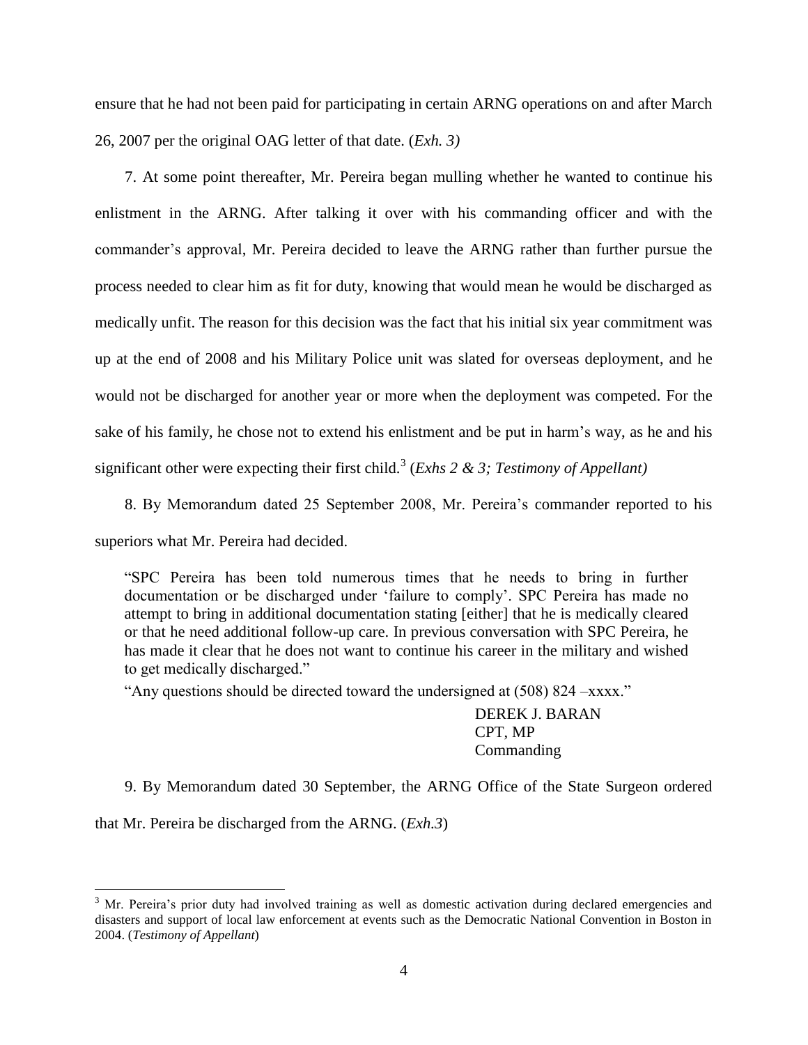ensure that he had not been paid for participating in certain ARNG operations on and after March 26, 2007 per the original OAG letter of that date. (*Exh. 3)*

7. At some point thereafter, Mr. Pereira began mulling whether he wanted to continue his enlistment in the ARNG. After talking it over with his commanding officer and with the commander's approval, Mr. Pereira decided to leave the ARNG rather than further pursue the process needed to clear him as fit for duty, knowing that would mean he would be discharged as medically unfit. The reason for this decision was the fact that his initial six year commitment was up at the end of 2008 and his Military Police unit was slated for overseas deployment, and he would not be discharged for another year or more when the deployment was competed. For the sake of his family, he chose not to extend his enlistment and be put in harm's way, as he and his significant other were expecting their first child.[3] (*Exhs 2 & 3; Testimony of Appellant)*

8. By Memorandum dated 25 September 2008, Mr. Pereira's commander reported to his superiors what Mr. Pereira had decided.

> "SPC Pereira has been told numerous times that he needs to bring in further documentation or be discharged under 'failure to comply'. SPC Pereira has made no attempt to bring in additional documentation stating [either] that he is medically cleared or that he need additional follow-up care. In previous conversation with SPC Pereira, he has made it clear that he does not want to continue his career in the military and wished to get medically discharged."
>
> "Any questions should be directed toward the undersigned at (508) 824 –xxxx."
>
> DEREK J. BARAN
> CPT, MP
> Commanding

9. By Memorandum dated 30 September, the ARNG Office of the State Surgeon ordered that Mr. Pereira be discharged from the ARNG. (*Exh.3*)

---

[3] Mr. Pereira's prior duty had involved training as well as domestic activation during declared emergencies and disasters and support of local law enforcement at events such as the Democratic National Convention in Boston in 2004. (*Testimony of Appellant*)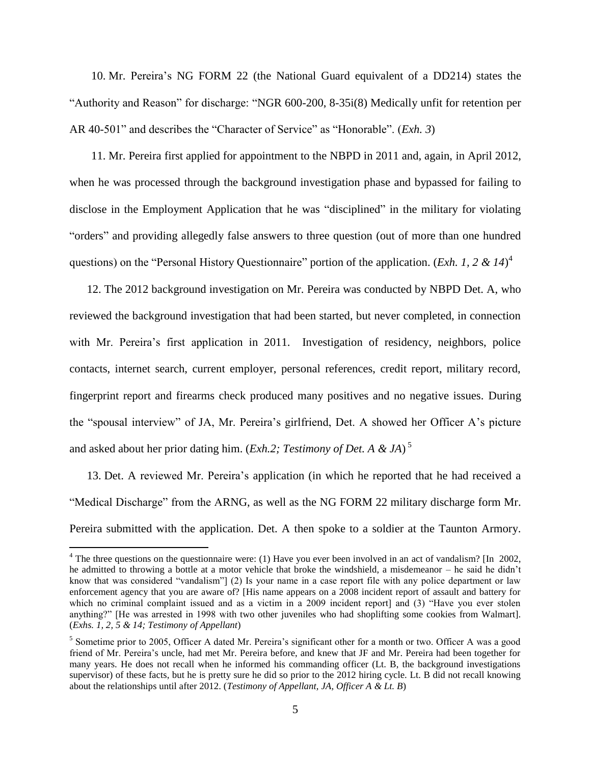10. Mr. Pereira's NG FORM 22 (the National Guard equivalent of a DD214) states the "Authority and Reason" for discharge: "NGR 600-200, 8-35i(8) Medically unfit for retention per AR 40-501" and describes the "Character of Service" as "Honorable". (*Exh. 3*)

11. Mr. Pereira first applied for appointment to the NBPD in 2011 and, again, in April 2012, when he was processed through the background investigation phase and bypassed for failing to disclose in the Employment Application that he was "disciplined" in the military for violating "orders" and providing allegedly false answers to three question (out of more than one hundred questions) on the "Personal History Questionnaire" portion of the application. (*Exh. 1, 2 & 14*)[4]

12. The 2012 background investigation on Mr. Pereira was conducted by NBPD Det. A, who reviewed the background investigation that had been started, but never completed, in connection with Mr. Pereira's first application in 2011. Investigation of residency, neighbors, police contacts, internet search, current employer, personal references, credit report, military record, fingerprint report and firearms check produced many positives and no negative issues. During the "spousal interview" of JA, Mr. Pereira's girlfriend, Det. A showed her Officer A's picture and asked about her prior dating him. (*Exh.2; Testimony of Det. A & JA*)[5]

13. Det. A reviewed Mr. Pereira's application (in which he reported that he had received a "Medical Discharge" from the ARNG, as well as the NG FORM 22 military discharge form Mr. Pereira submitted with the application. Det. A then spoke to a soldier at the Taunton Armory.

---

[4] The three questions on the questionnaire were: (1) Have you ever been involved in an act of vandalism? [In 2002, he admitted to throwing a bottle at a motor vehicle that broke the windshield, a misdemeanor – he said he didn't know that was considered "vandalism"] (2) Is your name in a case report file with any police department or law enforcement agency that you are aware of? [His name appears on a 2008 incident report of assault and battery for which no criminal complaint issued and as a victim in a 2009 incident report] and (3) "Have you ever stolen anything?" [He was arrested in 1998 with two other juveniles who had shoplifting some cookies from Walmart]. (*Exhs. 1, 2, 5 & 14; Testimony of Appellant*)

[5] Sometime prior to 2005, Officer A dated Mr. Pereira's significant other for a month or two. Officer A was a good friend of Mr. Pereira's uncle, had met Mr. Pereira before, and knew that JF and Mr. Pereira had been together for many years. He does not recall when he informed his commanding officer (Lt. B, the background investigations supervisor) of these facts, but he is pretty sure he did so prior to the 2012 hiring cycle. Lt. B did not recall knowing about the relationships until after 2012. (*Testimony of Appellant, JA, Officer A & Lt. B*)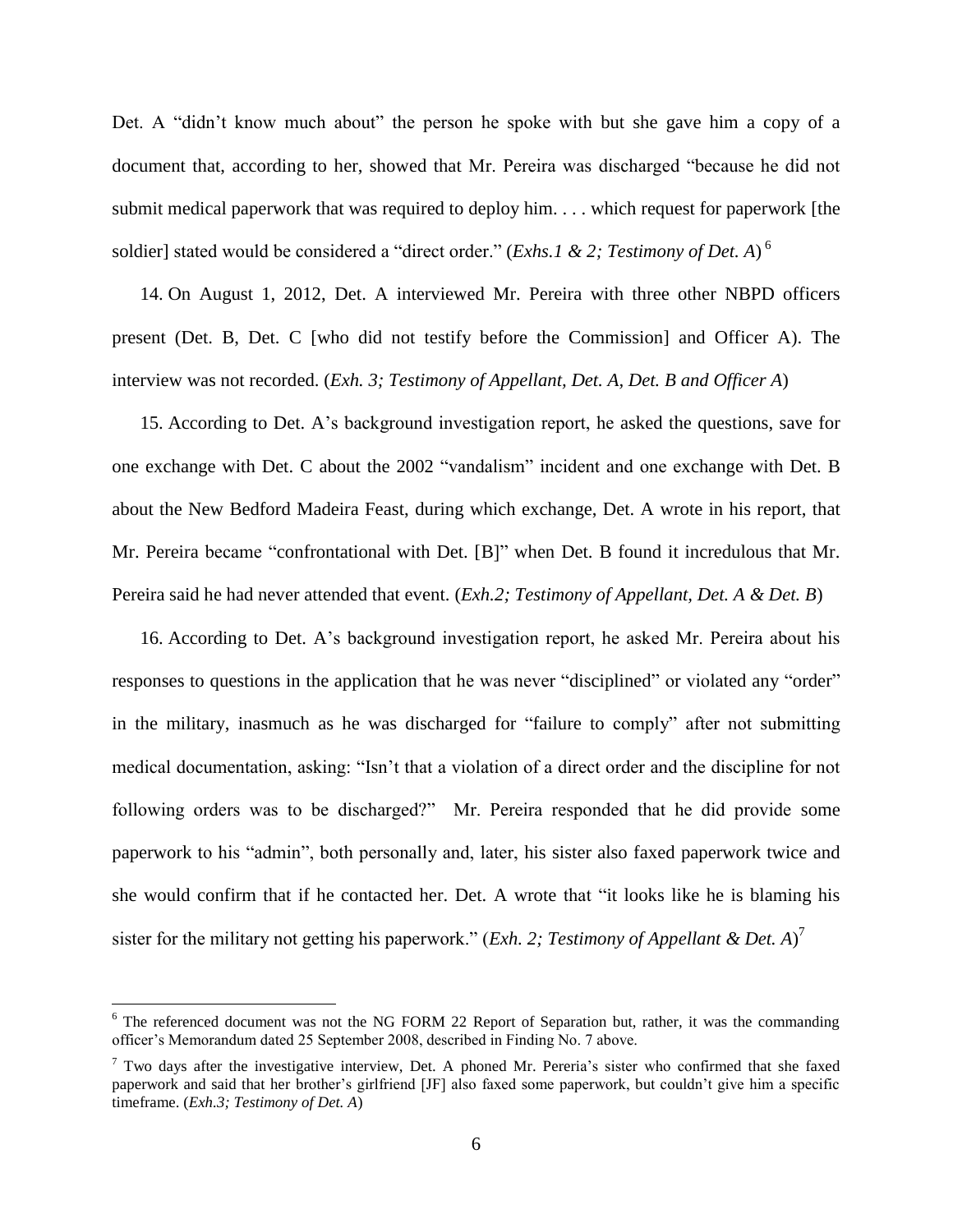Det. A "didn't know much about" the person he spoke with but she gave him a copy of a document that, according to her, showed that Mr. Pereira was discharged "because he did not submit medical paperwork that was required to deploy him. . . . which request for paperwork [the soldier] stated would be considered a "direct order." (*Exhs.1 & 2; Testimony of Det. A*) [6]

14. On August 1, 2012, Det. A interviewed Mr. Pereira with three other NBPD officers present (Det. B, Det. C [who did not testify before the Commission] and Officer A). The interview was not recorded. (*Exh. 3; Testimony of Appellant, Det. A, Det. B and Officer A*)

15. According to Det. A's background investigation report, he asked the questions, save for one exchange with Det. C about the 2002 "vandalism" incident and one exchange with Det. B about the New Bedford Madeira Feast, during which exchange, Det. A wrote in his report, that Mr. Pereira became "confrontational with Det. [B]" when Det. B found it incredulous that Mr. Pereira said he had never attended that event. (*Exh.2; Testimony of Appellant, Det. A & Det. B*)

16. According to Det. A's background investigation report, he asked Mr. Pereira about his responses to questions in the application that he was never "disciplined" or violated any "order" in the military, inasmuch as he was discharged for "failure to comply" after not submitting medical documentation, asking: "Isn't that a violation of a direct order and the discipline for not following orders was to be discharged?" Mr. Pereira responded that he did provide some paperwork to his "admin", both personally and, later, his sister also faxed paperwork twice and she would confirm that if he contacted her. Det. A wrote that "it looks like he is blaming his sister for the military not getting his paperwork." (*Exh. 2; Testimony of Appellant & Det. A*)[7]

---

[6] The referenced document was not the NG FORM 22 Report of Separation but, rather, it was the commanding officer's Memorandum dated 25 September 2008, described in Finding No. 7 above.

[7] Two days after the investigative interview, Det. A phoned Mr. Pereria's sister who confirmed that she faxed paperwork and said that her brother's girlfriend [JF] also faxed some paperwork, but couldn't give him a specific timeframe. (*Exh.3; Testimony of Det. A*)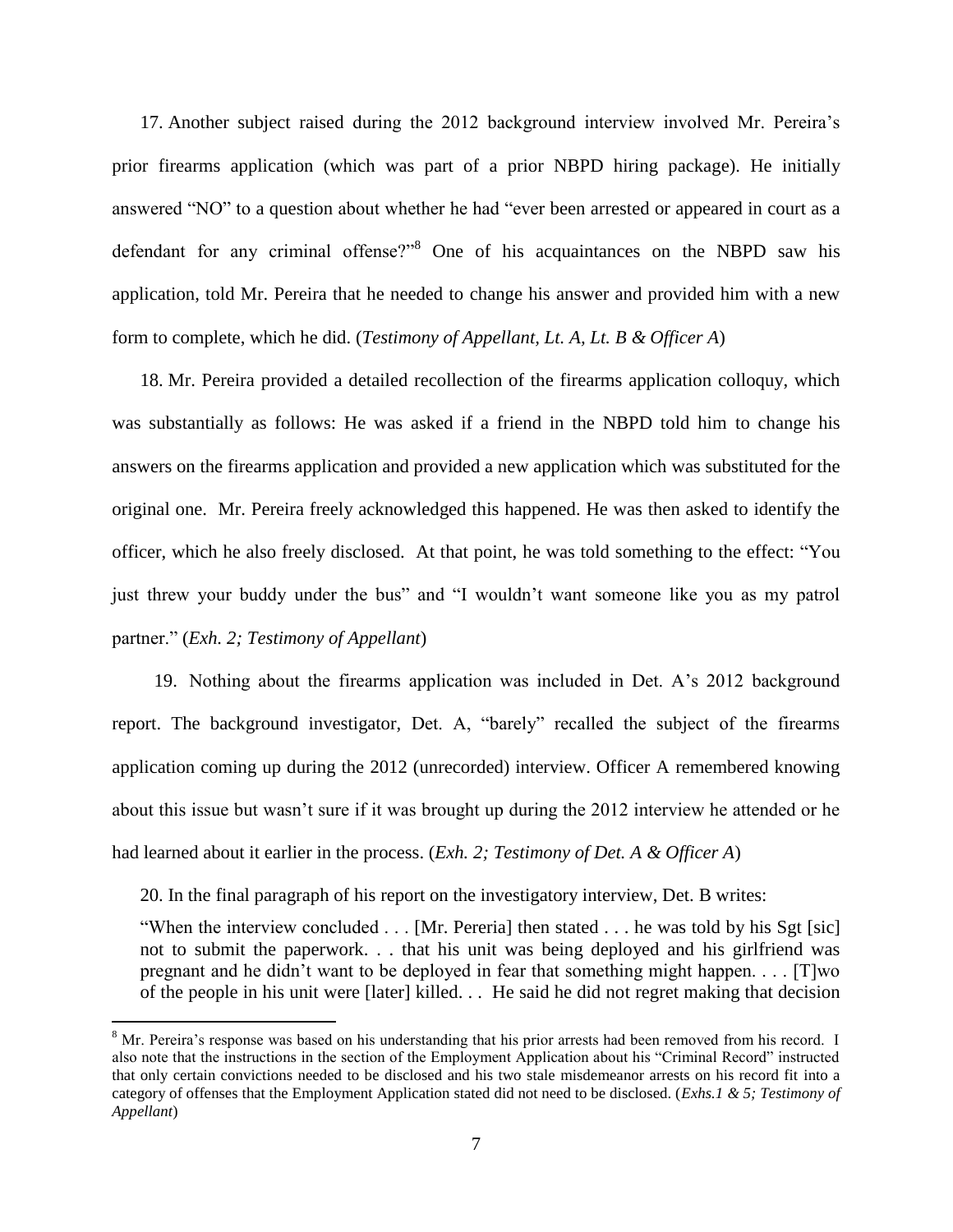17. Another subject raised during the 2012 background interview involved Mr. Pereira's prior firearms application (which was part of a prior NBPD hiring package). He initially answered "NO" to a question about whether he had "ever been arrested or appeared in court as a defendant for any criminal offense?"[8] One of his acquaintances on the NBPD saw his application, told Mr. Pereira that he needed to change his answer and provided him with a new form to complete, which he did. (*Testimony of Appellant, Lt. A, Lt. B & Officer A*)

18. Mr. Pereira provided a detailed recollection of the firearms application colloquy, which was substantially as follows: He was asked if a friend in the NBPD told him to change his answers on the firearms application and provided a new application which was substituted for the original one. Mr. Pereira freely acknowledged this happened. He was then asked to identify the officer, which he also freely disclosed. At that point, he was told something to the effect: "You just threw your buddy under the bus" and "I wouldn't want someone like you as my patrol partner." (*Exh. 2; Testimony of Appellant*)

19. Nothing about the firearms application was included in Det. A's 2012 background report. The background investigator, Det. A, "barely" recalled the subject of the firearms application coming up during the 2012 (unrecorded) interview. Officer A remembered knowing about this issue but wasn't sure if it was brought up during the 2012 interview he attended or he had learned about it earlier in the process. (*Exh. 2; Testimony of Det. A & Officer A*)

20. In the final paragraph of his report on the investigatory interview, Det. B writes:

> "When the interview concluded . . . [Mr. Pereria] then stated . . . he was told by his Sgt [sic] not to submit the paperwork. . . that his unit was being deployed and his girlfriend was pregnant and he didn't want to be deployed in fear that something might happen. . . . [T]wo of the people in his unit were [later] killed. . . He said he did not regret making that decision

[8] Mr. Pereira's response was based on his understanding that his prior arrests had been removed from his record. I also note that the instructions in the section of the Employment Application about his "Criminal Record" instructed that only certain convictions needed to be disclosed and his two stale misdemeanor arrests on his record fit into a category of offenses that the Employment Application stated did not need to be disclosed. (*Exhs.1 & 5; Testimony of Appellant*)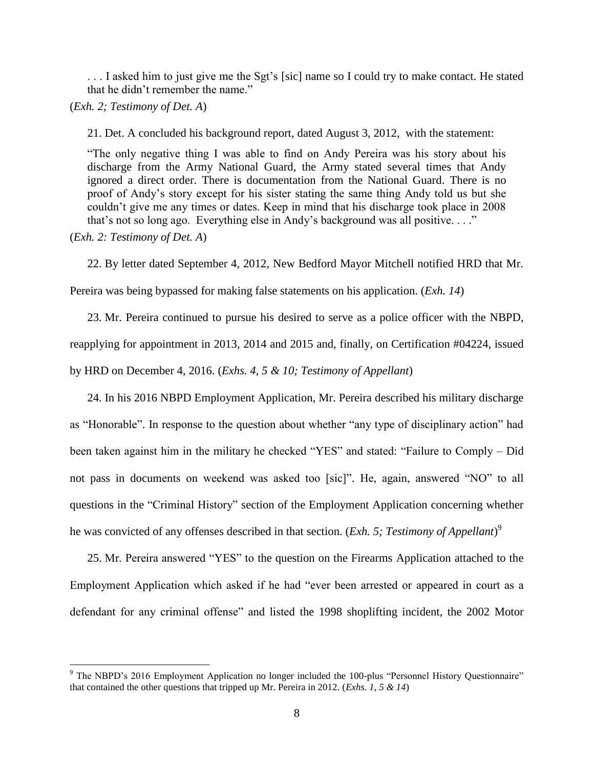> . . . I asked him to just give me the Sgt's [sic] name so I could try to make contact. He stated that he didn't remember the name."

(*Exh. 2; Testimony of Det. A*)

21. Det. A concluded his background report, dated August 3, 2012, with the statement:

> "The only negative thing I was able to find on Andy Pereira was his story about his discharge from the Army National Guard, the Army stated several times that Andy ignored a direct order. There is documentation from the National Guard. There is no proof of Andy's story except for his sister stating the same thing Andy told us but she couldn't give me any times or dates. Keep in mind that his discharge took place in 2008 that's not so long ago. Everything else in Andy's background was all positive. . . ."

(*Exh. 2: Testimony of Det. A*)

22. By letter dated September 4, 2012, New Bedford Mayor Mitchell notified HRD that Mr. Pereira was being bypassed for making false statements on his application. (*Exh. 14*)

23. Mr. Pereira continued to pursue his desired to serve as a police officer with the NBPD, reapplying for appointment in 2013, 2014 and 2015 and, finally, on Certification #04224, issued by HRD on December 4, 2016. (*Exhs. 4, 5 & 10; Testimony of Appellant*)

24. In his 2016 NBPD Employment Application, Mr. Pereira described his military discharge as "Honorable". In response to the question about whether "any type of disciplinary action" had been taken against him in the military he checked "YES" and stated: "Failure to Comply – Did not pass in documents on weekend was asked too [sic]". He, again, answered "NO" to all questions in the "Criminal History" section of the Employment Application concerning whether he was convicted of any offenses described in that section. (*Exh. 5; Testimony of Appellant*)[9]

25. Mr. Pereira answered "YES" to the question on the Firearms Application attached to the Employment Application which asked if he had "ever been arrested or appeared in court as a defendant for any criminal offense" and listed the 1998 shoplifting incident, the 2002 Motor

---

[9] The NBPD's 2016 Employment Application no longer included the 100-plus "Personnel History Questionnaire" that contained the other questions that tripped up Mr. Pereira in 2012. (*Exhs. 1, 5 & 14*)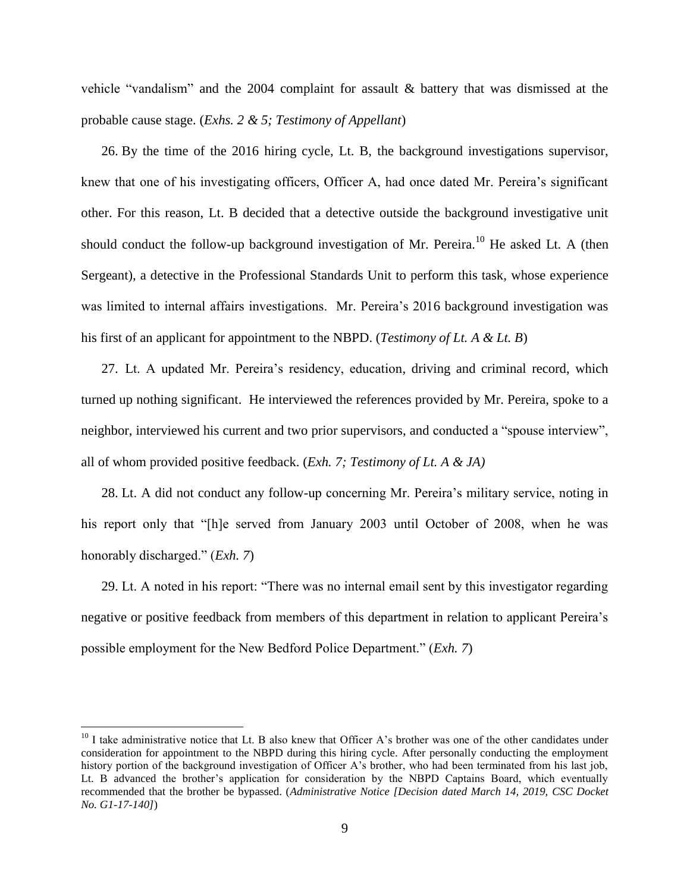vehicle "vandalism" and the 2004 complaint for assault & battery that was dismissed at the probable cause stage. (*Exhs. 2 & 5; Testimony of Appellant*)

26. By the time of the 2016 hiring cycle, Lt. B, the background investigations supervisor, knew that one of his investigating officers, Officer A, had once dated Mr. Pereira's significant other. For this reason, Lt. B decided that a detective outside the background investigative unit should conduct the follow-up background investigation of Mr. Pereira.[10] He asked Lt. A (then Sergeant), a detective in the Professional Standards Unit to perform this task, whose experience was limited to internal affairs investigations. Mr. Pereira's 2016 background investigation was his first of an applicant for appointment to the NBPD. (*Testimony of Lt. A & Lt. B*)

27. Lt. A updated Mr. Pereira's residency, education, driving and criminal record, which turned up nothing significant. He interviewed the references provided by Mr. Pereira, spoke to a neighbor, interviewed his current and two prior supervisors, and conducted a "spouse interview", all of whom provided positive feedback. (*Exh. 7; Testimony of Lt. A & JA)*

28. Lt. A did not conduct any follow-up concerning Mr. Pereira's military service, noting in his report only that "[h]e served from January 2003 until October of 2008, when he was honorably discharged." (*Exh. 7*)

29. Lt. A noted in his report: "There was no internal email sent by this investigator regarding negative or positive feedback from members of this department in relation to applicant Pereira's possible employment for the New Bedford Police Department." (*Exh. 7*)

---

[10] I take administrative notice that Lt. B also knew that Officer A's brother was one of the other candidates under consideration for appointment to the NBPD during this hiring cycle. After personally conducting the employment history portion of the background investigation of Officer A's brother, who had been terminated from his last job, Lt. B advanced the brother's application for consideration by the NBPD Captains Board, which eventually recommended that the brother be bypassed. (*Administrative Notice [Decision dated March 14, 2019, CSC Docket No. G1-17-140]*)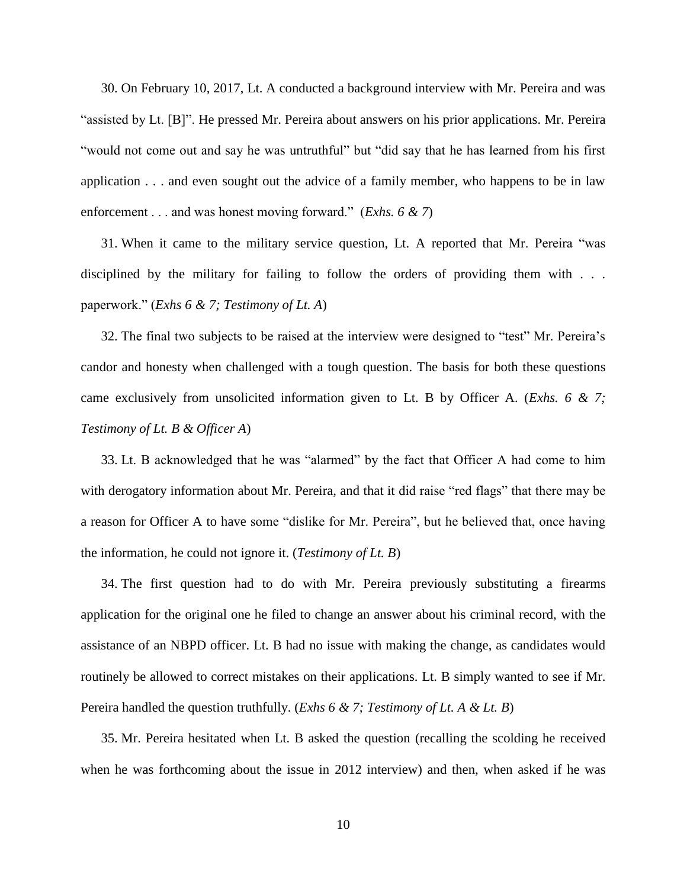30. On February 10, 2017, Lt. A conducted a background interview with Mr. Pereira and was "assisted by Lt. [B]". He pressed Mr. Pereira about answers on his prior applications. Mr. Pereira "would not come out and say he was untruthful" but "did say that he has learned from his first application . . . and even sought out the advice of a family member, who happens to be in law enforcement . . . and was honest moving forward." (*Exhs. 6 & 7*)

31. When it came to the military service question, Lt. A reported that Mr. Pereira "was disciplined by the military for failing to follow the orders of providing them with . . . paperwork." (*Exhs 6 & 7; Testimony of Lt. A*)

32. The final two subjects to be raised at the interview were designed to "test" Mr. Pereira's candor and honesty when challenged with a tough question. The basis for both these questions came exclusively from unsolicited information given to Lt. B by Officer A. (*Exhs. 6 & 7; Testimony of Lt. B & Officer A*)

33. Lt. B acknowledged that he was "alarmed" by the fact that Officer A had come to him with derogatory information about Mr. Pereira, and that it did raise "red flags" that there may be a reason for Officer A to have some "dislike for Mr. Pereira", but he believed that, once having the information, he could not ignore it. (*Testimony of Lt. B*)

34. The first question had to do with Mr. Pereira previously substituting a firearms application for the original one he filed to change an answer about his criminal record, with the assistance of an NBPD officer. Lt. B had no issue with making the change, as candidates would routinely be allowed to correct mistakes on their applications. Lt. B simply wanted to see if Mr. Pereira handled the question truthfully. (*Exhs 6 & 7; Testimony of Lt. A & Lt. B*)

35. Mr. Pereira hesitated when Lt. B asked the question (recalling the scolding he received when he was forthcoming about the issue in 2012 interview) and then, when asked if he was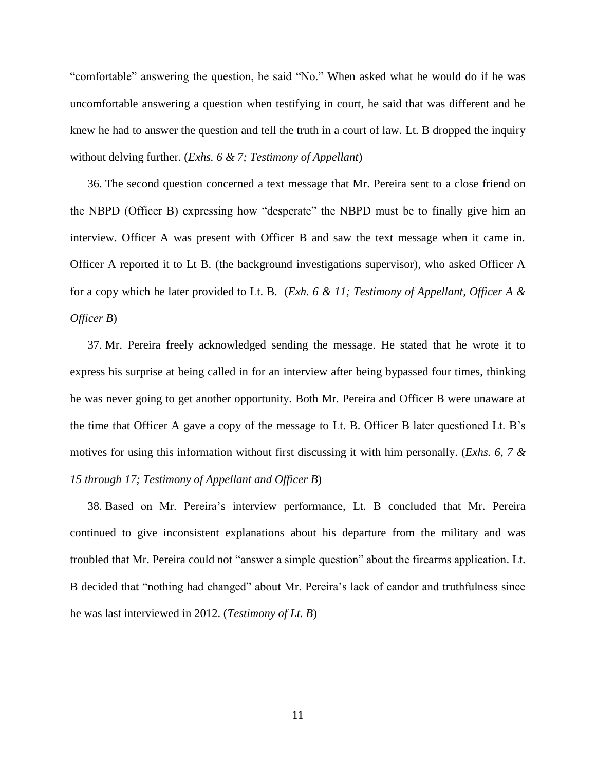"comfortable" answering the question, he said "No." When asked what he would do if he was uncomfortable answering a question when testifying in court, he said that was different and he knew he had to answer the question and tell the truth in a court of law. Lt. B dropped the inquiry without delving further. (*Exhs. 6 & 7; Testimony of Appellant*)

36. The second question concerned a text message that Mr. Pereira sent to a close friend on the NBPD (Officer B) expressing how "desperate" the NBPD must be to finally give him an interview. Officer A was present with Officer B and saw the text message when it came in. Officer A reported it to Lt B. (the background investigations supervisor), who asked Officer A for a copy which he later provided to Lt. B. (*Exh. 6 & 11; Testimony of Appellant, Officer A & Officer B*)

37. Mr. Pereira freely acknowledged sending the message. He stated that he wrote it to express his surprise at being called in for an interview after being bypassed four times, thinking he was never going to get another opportunity. Both Mr. Pereira and Officer B were unaware at the time that Officer A gave a copy of the message to Lt. B. Officer B later questioned Lt. B's motives for using this information without first discussing it with him personally. (*Exhs. 6, 7 & 15 through 17; Testimony of Appellant and Officer B*)

38. Based on Mr. Pereira's interview performance, Lt. B concluded that Mr. Pereira continued to give inconsistent explanations about his departure from the military and was troubled that Mr. Pereira could not "answer a simple question" about the firearms application. Lt. B decided that "nothing had changed" about Mr. Pereira's lack of candor and truthfulness since he was last interviewed in 2012. (*Testimony of Lt. B*)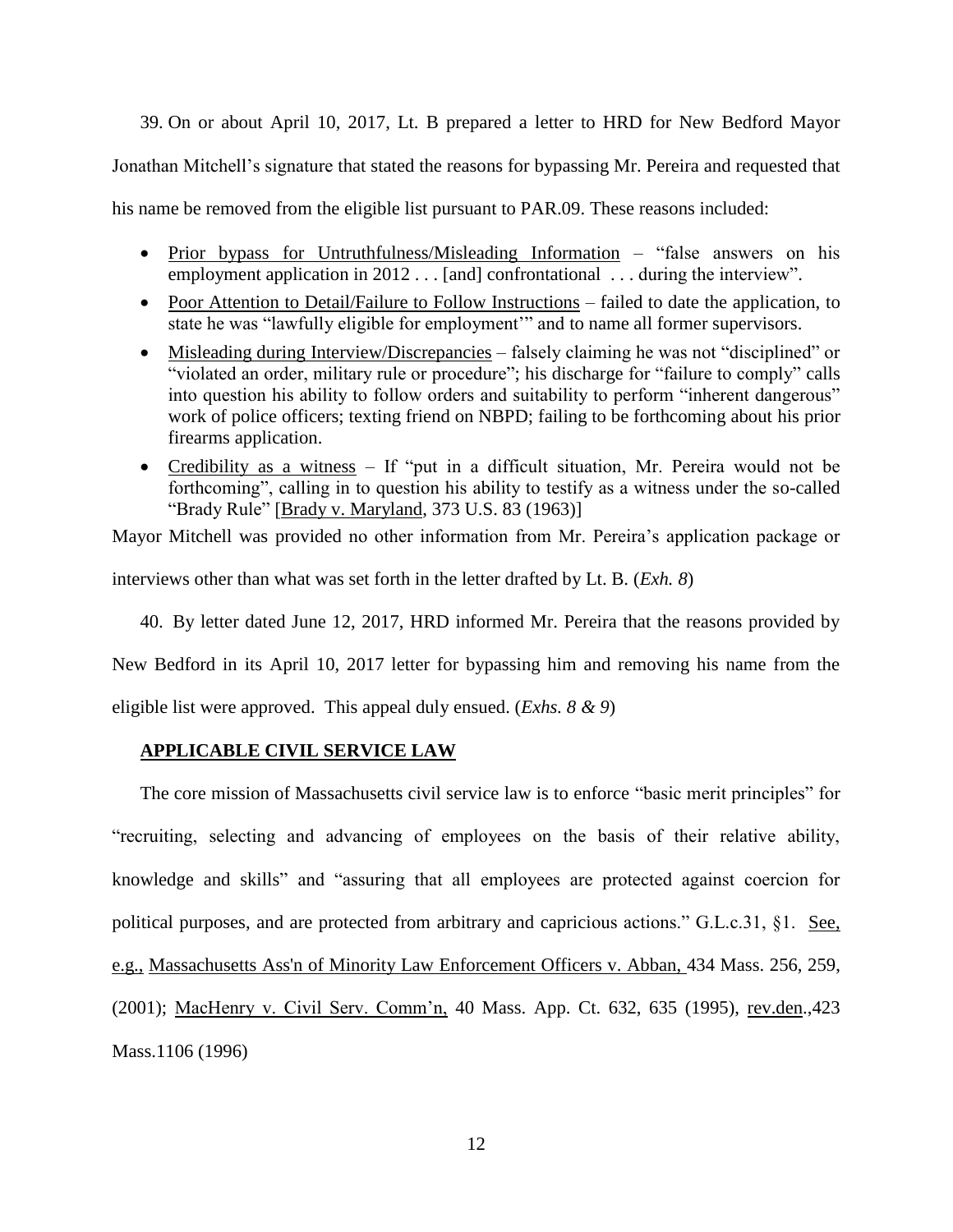39. On or about April 10, 2017, Lt. B prepared a letter to HRD for New Bedford Mayor Jonathan Mitchell's signature that stated the reasons for bypassing Mr. Pereira and requested that his name be removed from the eligible list pursuant to PAR.09. These reasons included:

- Prior bypass for Untruthfulness/Misleading Information – "false answers on his employment application in 2012 . . . [and] confrontational . . . during the interview".
- Poor Attention to Detail/Failure to Follow Instructions – failed to date the application, to state he was "lawfully eligible for employment'" and to name all former supervisors.
- Misleading during Interview/Discrepancies – falsely claiming he was not "disciplined" or "violated an order, military rule or procedure"; his discharge for "failure to comply" calls into question his ability to follow orders and suitability to perform "inherent dangerous" work of police officers; texting friend on NBPD; failing to be forthcoming about his prior firearms application.
- Credibility as a witness – If "put in a difficult situation, Mr. Pereira would not be forthcoming", calling in to question his ability to testify as a witness under the so-called "Brady Rule" [Brady v. Maryland, 373 U.S. 83 (1963)]

Mayor Mitchell was provided no other information from Mr. Pereira's application package or interviews other than what was set forth in the letter drafted by Lt. B. (*Exh. 8*)

40. By letter dated June 12, 2017, HRD informed Mr. Pereira that the reasons provided by New Bedford in its April 10, 2017 letter for bypassing him and removing his name from the eligible list were approved. This appeal duly ensued. (*Exhs. 8 & 9*)

## APPLICABLE CIVIL SERVICE LAW

The core mission of Massachusetts civil service law is to enforce "basic merit principles" for "recruiting, selecting and advancing of employees on the basis of their relative ability, knowledge and skills" and "assuring that all employees are protected against coercion for political purposes, and are protected from arbitrary and capricious actions." G.L.c.31, §1. See, e.g., Massachusetts Ass'n of Minority Law Enforcement Officers v. Abban, 434 Mass. 256, 259, (2001); MacHenry v. Civil Serv. Comm'n, 40 Mass. App. Ct. 632, 635 (1995), rev.den.,423 Mass.1106 (1996)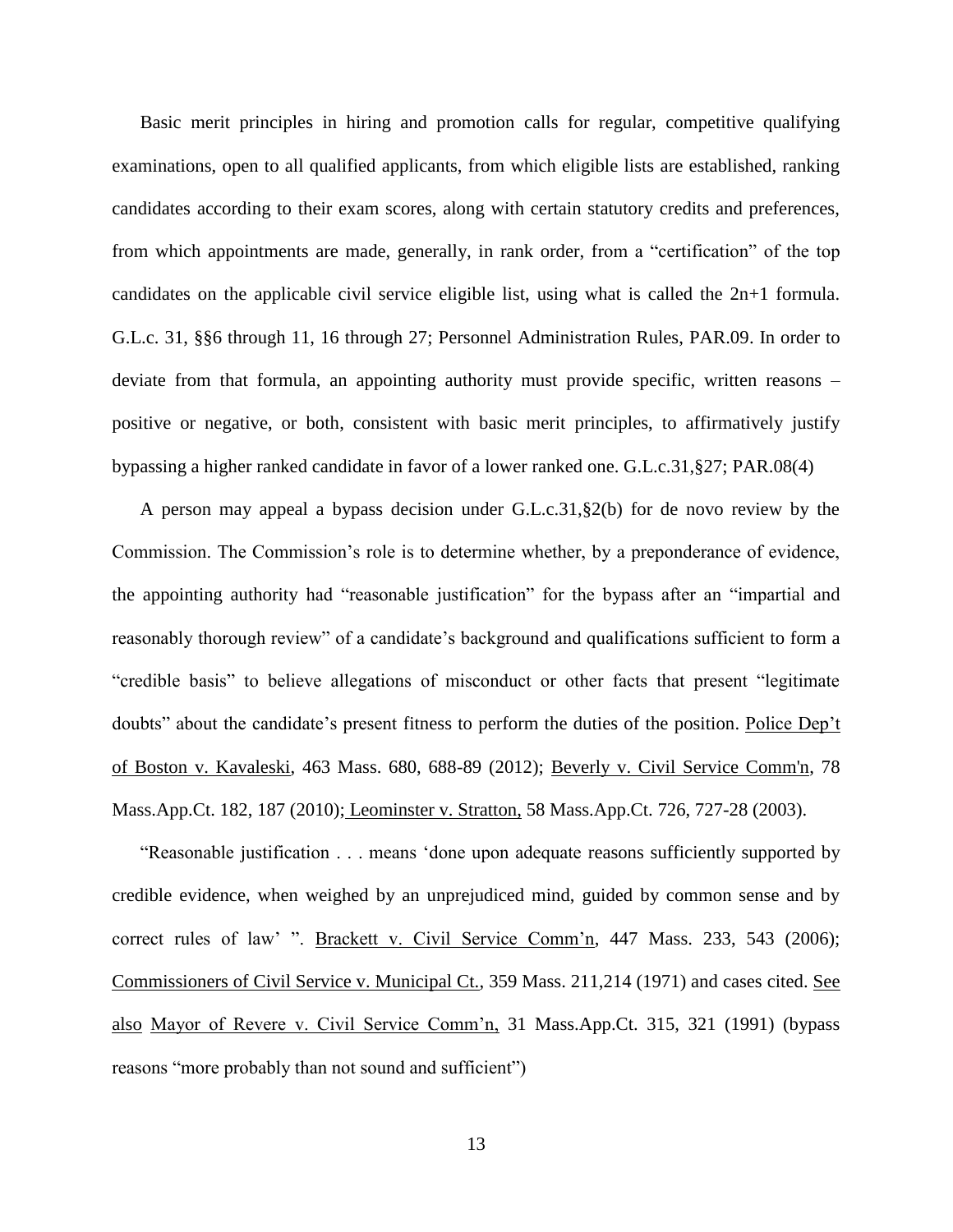Basic merit principles in hiring and promotion calls for regular, competitive qualifying examinations, open to all qualified applicants, from which eligible lists are established, ranking candidates according to their exam scores, along with certain statutory credits and preferences, from which appointments are made, generally, in rank order, from a "certification" of the top candidates on the applicable civil service eligible list, using what is called the 2n+1 formula. G.L.c. 31, §§6 through 11, 16 through 27; Personnel Administration Rules, PAR.09. In order to deviate from that formula, an appointing authority must provide specific, written reasons – positive or negative, or both, consistent with basic merit principles, to affirmatively justify bypassing a higher ranked candidate in favor of a lower ranked one. G.L.c.31,§27; PAR.08(4)

A person may appeal a bypass decision under G.L.c.31,§2(b) for de novo review by the Commission. The Commission's role is to determine whether, by a preponderance of evidence, the appointing authority had "reasonable justification" for the bypass after an "impartial and reasonably thorough review" of a candidate's background and qualifications sufficient to form a "credible basis" to believe allegations of misconduct or other facts that present "legitimate doubts" about the candidate's present fitness to perform the duties of the position. Police Dep't of Boston v. Kavaleski, 463 Mass. 680, 688-89 (2012); Beverly v. Civil Service Comm'n, 78 Mass.App.Ct. 182, 187 (2010); Leominster v. Stratton, 58 Mass.App.Ct. 726, 727-28 (2003).

"Reasonable justification . . . means 'done upon adequate reasons sufficiently supported by credible evidence, when weighed by an unprejudiced mind, guided by common sense and by correct rules of law' ". Brackett v. Civil Service Comm'n, 447 Mass. 233, 543 (2006); Commissioners of Civil Service v. Municipal Ct., 359 Mass. 211,214 (1971) and cases cited. See also Mayor of Revere v. Civil Service Comm'n, 31 Mass.App.Ct. 315, 321 (1991) (bypass reasons "more probably than not sound and sufficient")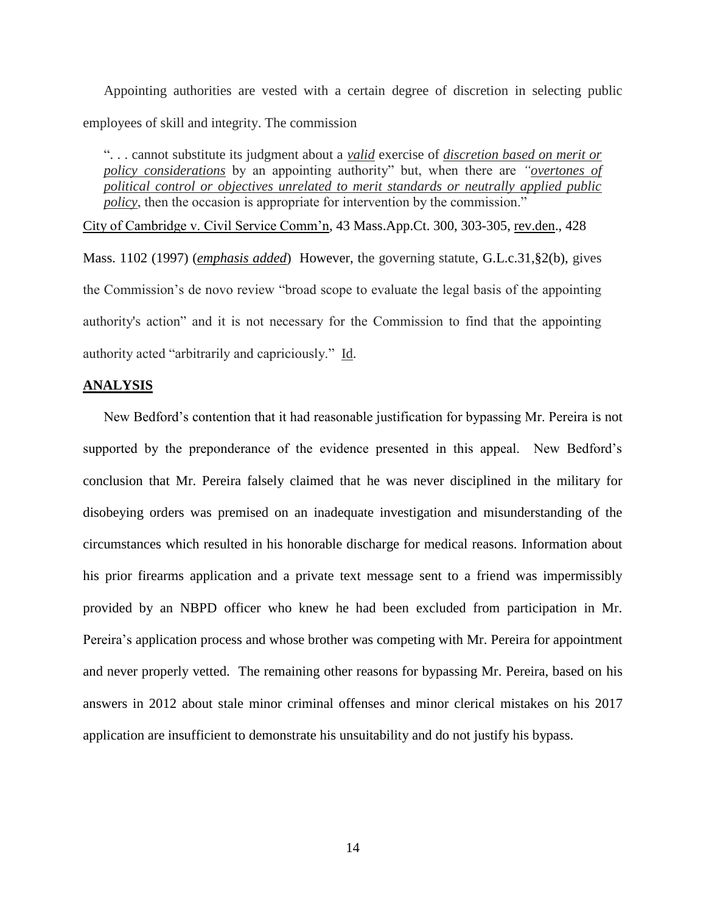Appointing authorities are vested with a certain degree of discretion in selecting public employees of skill and integrity. The commission

> ". . . cannot substitute its judgment about a *valid* exercise of *discretion based on merit or policy considerations* by an appointing authority" but, when there are *"overtones of political control or objectives unrelated to merit standards or neutrally applied public policy*, then the occasion is appropriate for intervention by the commission."

City of Cambridge v. Civil Service Comm'n, 43 Mass.App.Ct. 300, 303-305, rev.den., 428 Mass. 1102 (1997) (*emphasis added*) However, the governing statute, G.L.c.31,§2(b), gives the Commission's de novo review "broad scope to evaluate the legal basis of the appointing authority's action" and it is not necessary for the Commission to find that the appointing authority acted "arbitrarily and capriciously." Id.

## ANALYSIS

New Bedford's contention that it had reasonable justification for bypassing Mr. Pereira is not supported by the preponderance of the evidence presented in this appeal. New Bedford's conclusion that Mr. Pereira falsely claimed that he was never disciplined in the military for disobeying orders was premised on an inadequate investigation and misunderstanding of the circumstances which resulted in his honorable discharge for medical reasons. Information about his prior firearms application and a private text message sent to a friend was impermissibly provided by an NBPD officer who knew he had been excluded from participation in Mr. Pereira's application process and whose brother was competing with Mr. Pereira for appointment and never properly vetted. The remaining other reasons for bypassing Mr. Pereira, based on his answers in 2012 about stale minor criminal offenses and minor clerical mistakes on his 2017 application are insufficient to demonstrate his unsuitability and do not justify his bypass.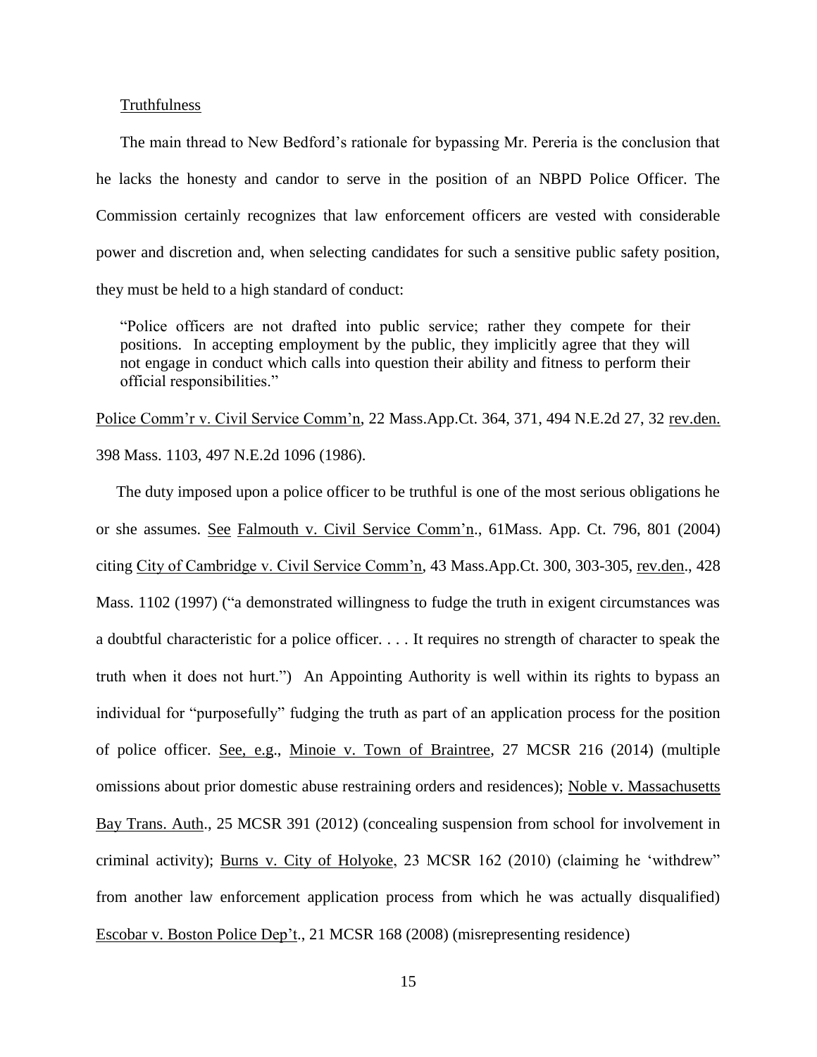Truthfulness

The main thread to New Bedford's rationale for bypassing Mr. Pereria is the conclusion that he lacks the honesty and candor to serve in the position of an NBPD Police Officer. The Commission certainly recognizes that law enforcement officers are vested with considerable power and discretion and, when selecting candidates for such a sensitive public safety position, they must be held to a high standard of conduct:

> "Police officers are not drafted into public service; rather they compete for their positions. In accepting employment by the public, they implicitly agree that they will not engage in conduct which calls into question their ability and fitness to perform their official responsibilities."

Police Comm'r v. Civil Service Comm'n, 22 Mass.App.Ct. 364, 371, 494 N.E.2d 27, 32 rev.den. 398 Mass. 1103, 497 N.E.2d 1096 (1986).

The duty imposed upon a police officer to be truthful is one of the most serious obligations he or she assumes. See Falmouth v. Civil Service Comm'n., 61Mass. App. Ct. 796, 801 (2004) citing City of Cambridge v. Civil Service Comm'n, 43 Mass.App.Ct. 300, 303-305, rev.den., 428 Mass. 1102 (1997) ("a demonstrated willingness to fudge the truth in exigent circumstances was a doubtful characteristic for a police officer. . . . It requires no strength of character to speak the truth when it does not hurt.") An Appointing Authority is well within its rights to bypass an individual for "purposefully" fudging the truth as part of an application process for the position of police officer. See, e.g., Minoie v. Town of Braintree, 27 MCSR 216 (2014) (multiple omissions about prior domestic abuse restraining orders and residences); Noble v. Massachusetts Bay Trans. Auth., 25 MCSR 391 (2012) (concealing suspension from school for involvement in criminal activity); Burns v. City of Holyoke, 23 MCSR 162 (2010) (claiming he 'withdrew" from another law enforcement application process from which he was actually disqualified) Escobar v. Boston Police Dep't., 21 MCSR 168 (2008) (misrepresenting residence)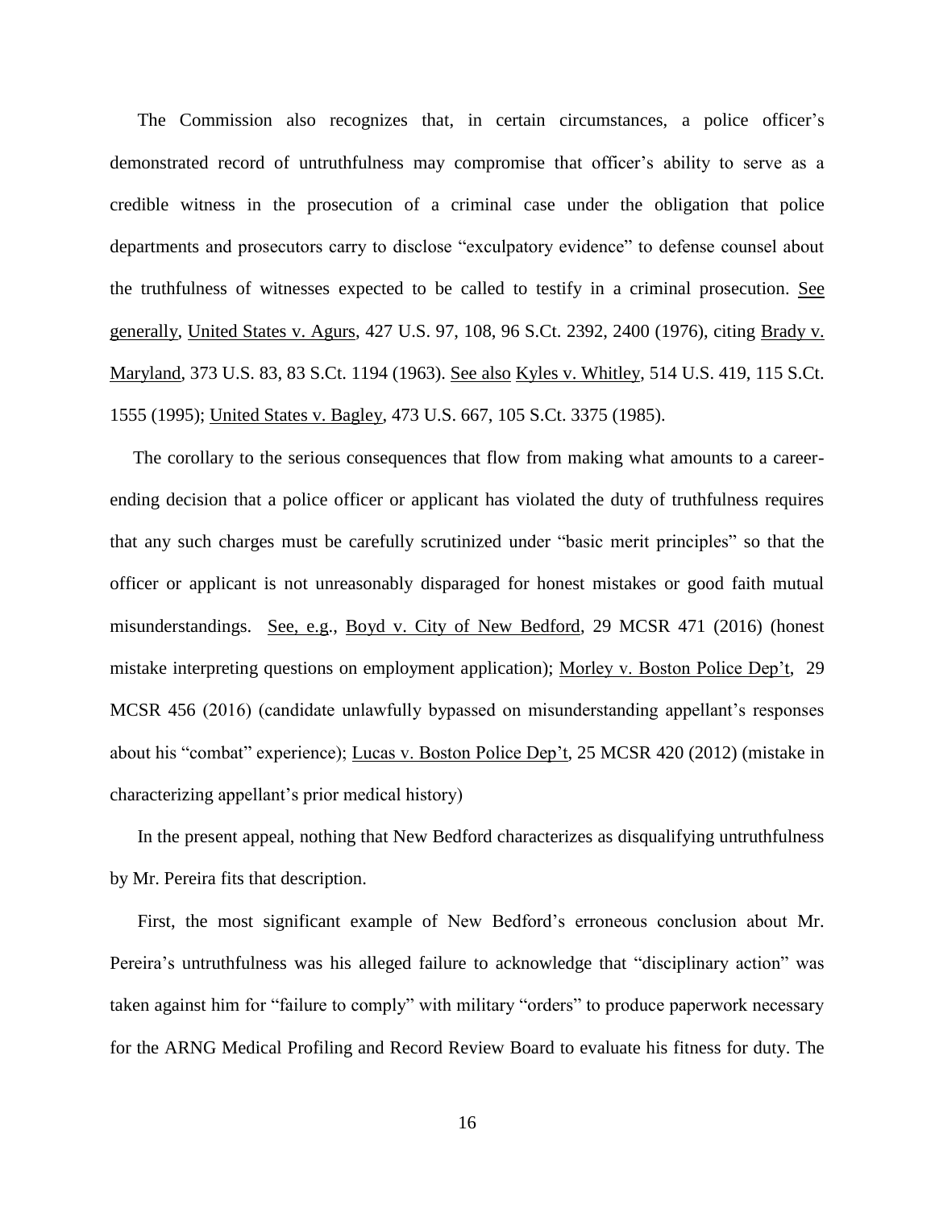The Commission also recognizes that, in certain circumstances, a police officer's demonstrated record of untruthfulness may compromise that officer's ability to serve as a credible witness in the prosecution of a criminal case under the obligation that police departments and prosecutors carry to disclose "exculpatory evidence" to defense counsel about the truthfulness of witnesses expected to be called to testify in a criminal prosecution. See generally, United States v. Agurs, 427 U.S. 97, 108, 96 S.Ct. 2392, 2400 (1976), citing Brady v. Maryland, 373 U.S. 83, 83 S.Ct. 1194 (1963). See also Kyles v. Whitley, 514 U.S. 419, 115 S.Ct. 1555 (1995); United States v. Bagley, 473 U.S. 667, 105 S.Ct. 3375 (1985).

The corollary to the serious consequences that flow from making what amounts to a career-ending decision that a police officer or applicant has violated the duty of truthfulness requires that any such charges must be carefully scrutinized under "basic merit principles" so that the officer or applicant is not unreasonably disparaged for honest mistakes or good faith mutual misunderstandings. See, e.g., Boyd v. City of New Bedford, 29 MCSR 471 (2016) (honest mistake interpreting questions on employment application); Morley v. Boston Police Dep't, 29 MCSR 456 (2016) (candidate unlawfully bypassed on misunderstanding appellant's responses about his "combat" experience); Lucas v. Boston Police Dep't, 25 MCSR 420 (2012) (mistake in characterizing appellant's prior medical history)

In the present appeal, nothing that New Bedford characterizes as disqualifying untruthfulness by Mr. Pereira fits that description.

First, the most significant example of New Bedford's erroneous conclusion about Mr. Pereira's untruthfulness was his alleged failure to acknowledge that "disciplinary action" was taken against him for "failure to comply" with military "orders" to produce paperwork necessary for the ARNG Medical Profiling and Record Review Board to evaluate his fitness for duty. The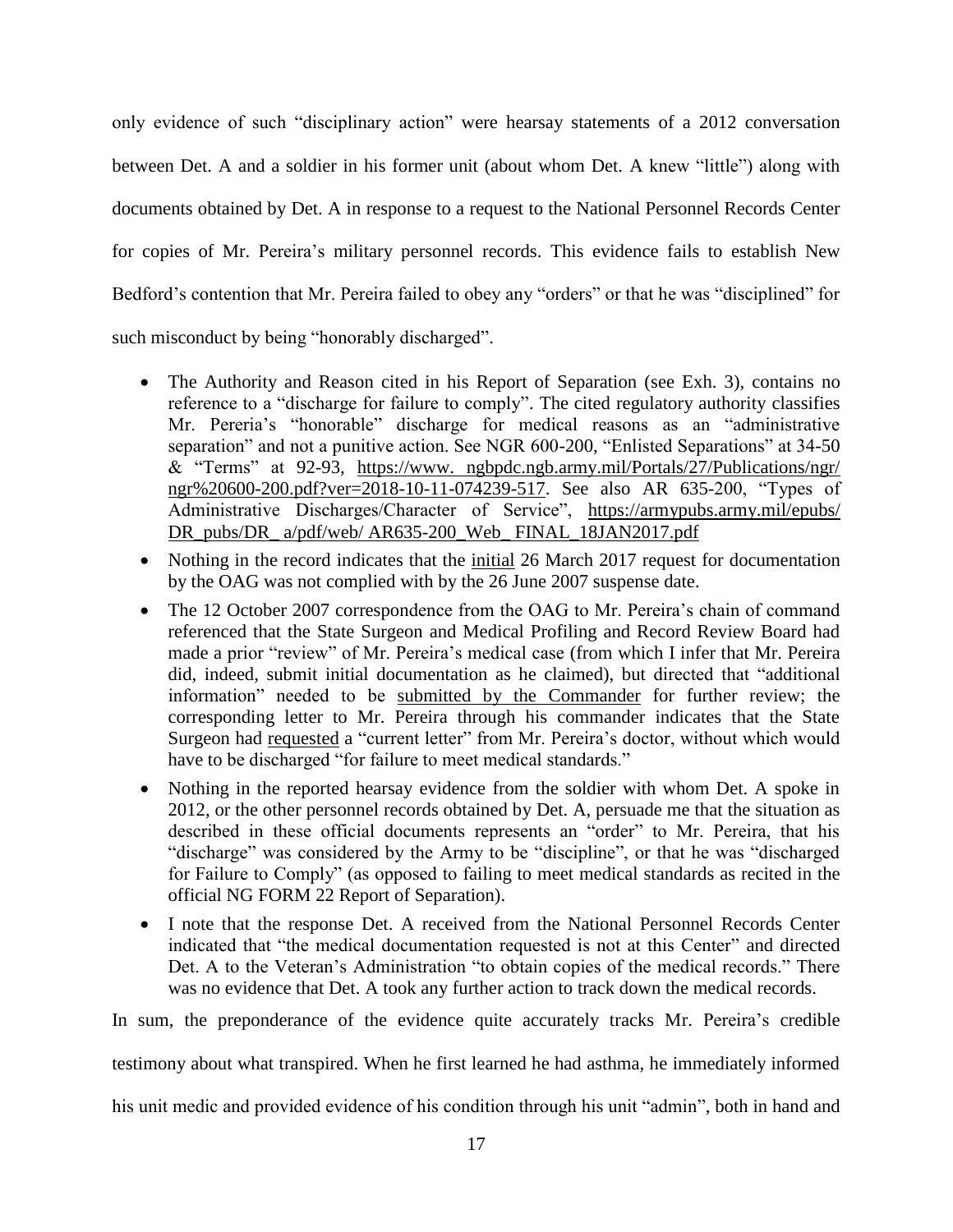only evidence of such "disciplinary action" were hearsay statements of a 2012 conversation between Det. A and a soldier in his former unit (about whom Det. A knew "little") along with documents obtained by Det. A in response to a request to the National Personnel Records Center for copies of Mr. Pereira's military personnel records. This evidence fails to establish New Bedford's contention that Mr. Pereira failed to obey any "orders" or that he was "disciplined" for such misconduct by being "honorably discharged".

- The Authority and Reason cited in his Report of Separation (see Exh. 3), contains no reference to a "discharge for failure to comply". The cited regulatory authority classifies Mr. Pereria's "honorable" discharge for medical reasons as an "administrative separation" and not a punitive action. See NGR 600-200, "Enlisted Separations" at 34-50 & "Terms" at 92-93, https://www. ngbpdc.ngb.army.mil/Portals/27/Publications/ngr/ngr%20600-200.pdf?ver=2018-10-11-074239-517. See also AR 635-200, "Types of Administrative Discharges/Character of Service", https://armypubs.army.mil/epubs/DR_pubs/DR_ a/pdf/web/ AR635-200_Web_ FINAL_18JAN2017.pdf
- Nothing in the record indicates that the <u>initial</u> 26 March 2017 request for documentation by the OAG was not complied with by the 26 June 2007 suspense date.
- The 12 October 2007 correspondence from the OAG to Mr. Pereira's chain of command referenced that the State Surgeon and Medical Profiling and Record Review Board had made a prior "review" of Mr. Pereira's medical case (from which I infer that Mr. Pereira did, indeed, submit initial documentation as he claimed), but directed that "additional information" needed to be <u>submitted by the Commander</u> for further review; the corresponding letter to Mr. Pereira through his commander indicates that the State Surgeon had <u>requested</u> a "current letter" from Mr. Pereira's doctor, without which would have to be discharged "for failure to meet medical standards."
- Nothing in the reported hearsay evidence from the soldier with whom Det. A spoke in 2012, or the other personnel records obtained by Det. A, persuade me that the situation as described in these official documents represents an "order" to Mr. Pereira, that his "discharge" was considered by the Army to be "discipline", or that he was "discharged for Failure to Comply" (as opposed to failing to meet medical standards as recited in the official NG FORM 22 Report of Separation).
- I note that the response Det. A received from the National Personnel Records Center indicated that "the medical documentation requested is not at this Center" and directed Det. A to the Veteran's Administration "to obtain copies of the medical records." There was no evidence that Det. A took any further action to track down the medical records.

In sum, the preponderance of the evidence quite accurately tracks Mr. Pereira's credible testimony about what transpired. When he first learned he had asthma, he immediately informed his unit medic and provided evidence of his condition through his unit "admin", both in hand and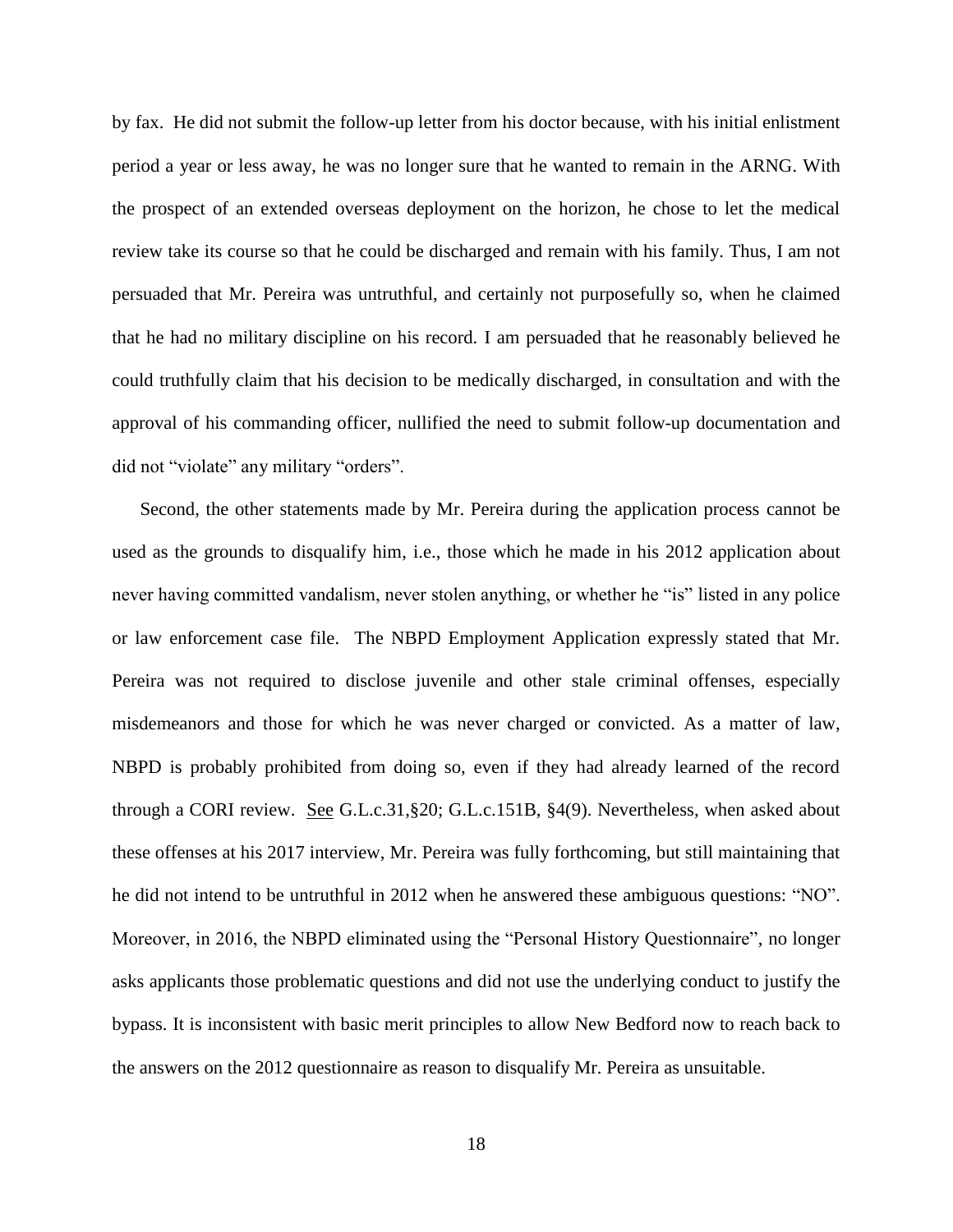by fax. He did not submit the follow-up letter from his doctor because, with his initial enlistment period a year or less away, he was no longer sure that he wanted to remain in the ARNG. With the prospect of an extended overseas deployment on the horizon, he chose to let the medical review take its course so that he could be discharged and remain with his family. Thus, I am not persuaded that Mr. Pereira was untruthful, and certainly not purposefully so, when he claimed that he had no military discipline on his record. I am persuaded that he reasonably believed he could truthfully claim that his decision to be medically discharged, in consultation and with the approval of his commanding officer, nullified the need to submit follow-up documentation and did not "violate" any military "orders".

Second, the other statements made by Mr. Pereira during the application process cannot be used as the grounds to disqualify him, i.e., those which he made in his 2012 application about never having committed vandalism, never stolen anything, or whether he "is" listed in any police or law enforcement case file. The NBPD Employment Application expressly stated that Mr. Pereira was not required to disclose juvenile and other stale criminal offenses, especially misdemeanors and those for which he was never charged or convicted. As a matter of law, NBPD is probably prohibited from doing so, even if they had already learned of the record through a CORI review. See G.L.c.31,§20; G.L.c.151B, §4(9). Nevertheless, when asked about these offenses at his 2017 interview, Mr. Pereira was fully forthcoming, but still maintaining that he did not intend to be untruthful in 2012 when he answered these ambiguous questions: "NO". Moreover, in 2016, the NBPD eliminated using the "Personal History Questionnaire", no longer asks applicants those problematic questions and did not use the underlying conduct to justify the bypass. It is inconsistent with basic merit principles to allow New Bedford now to reach back to the answers on the 2012 questionnaire as reason to disqualify Mr. Pereira as unsuitable.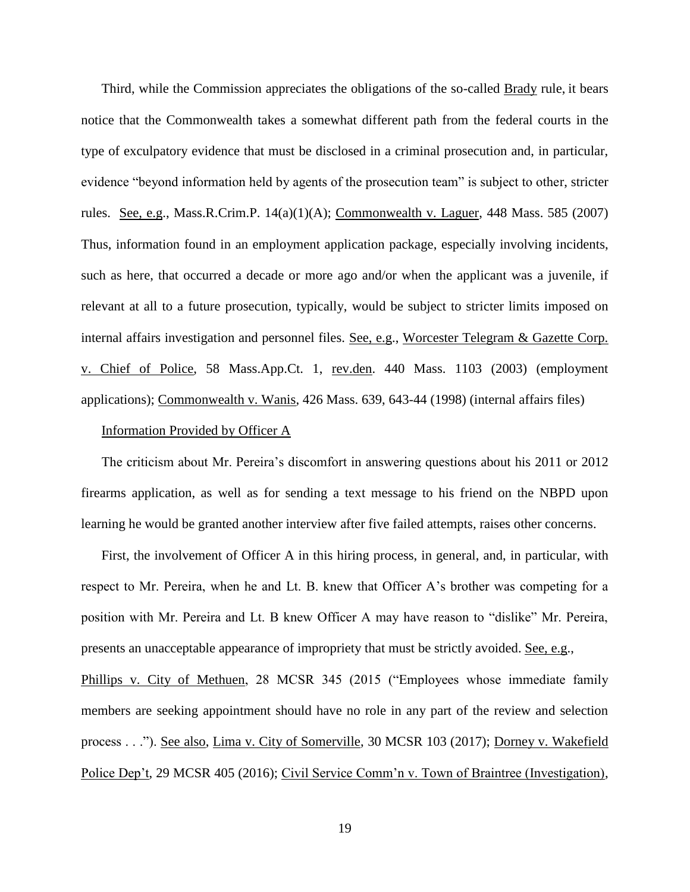Third, while the Commission appreciates the obligations of the so-called Brady rule, it bears notice that the Commonwealth takes a somewhat different path from the federal courts in the type of exculpatory evidence that must be disclosed in a criminal prosecution and, in particular, evidence "beyond information held by agents of the prosecution team" is subject to other, stricter rules. See, e.g., Mass.R.Crim.P. 14(a)(1)(A); Commonwealth v. Laguer, 448 Mass. 585 (2007) Thus, information found in an employment application package, especially involving incidents, such as here, that occurred a decade or more ago and/or when the applicant was a juvenile, if relevant at all to a future prosecution, typically, would be subject to stricter limits imposed on internal affairs investigation and personnel files. See, e.g., Worcester Telegram & Gazette Corp. v. Chief of Police, 58 Mass.App.Ct. 1, rev.den. 440 Mass. 1103 (2003) (employment applications); Commonwealth v. Wanis, 426 Mass. 639, 643-44 (1998) (internal affairs files)

Information Provided by Officer A

The criticism about Mr. Pereira's discomfort in answering questions about his 2011 or 2012 firearms application, as well as for sending a text message to his friend on the NBPD upon learning he would be granted another interview after five failed attempts, raises other concerns.

First, the involvement of Officer A in this hiring process, in general, and, in particular, with respect to Mr. Pereira, when he and Lt. B. knew that Officer A's brother was competing for a position with Mr. Pereira and Lt. B knew Officer A may have reason to "dislike" Mr. Pereira, presents an unacceptable appearance of impropriety that must be strictly avoided. See, e.g., Phillips v. City of Methuen, 28 MCSR 345 (2015 ("Employees whose immediate family members are seeking appointment should have no role in any part of the review and selection process . . ."). See also, Lima v. City of Somerville, 30 MCSR 103 (2017); Dorney v. Wakefield Police Dep't, 29 MCSR 405 (2016); Civil Service Comm'n v. Town of Braintree (Investigation),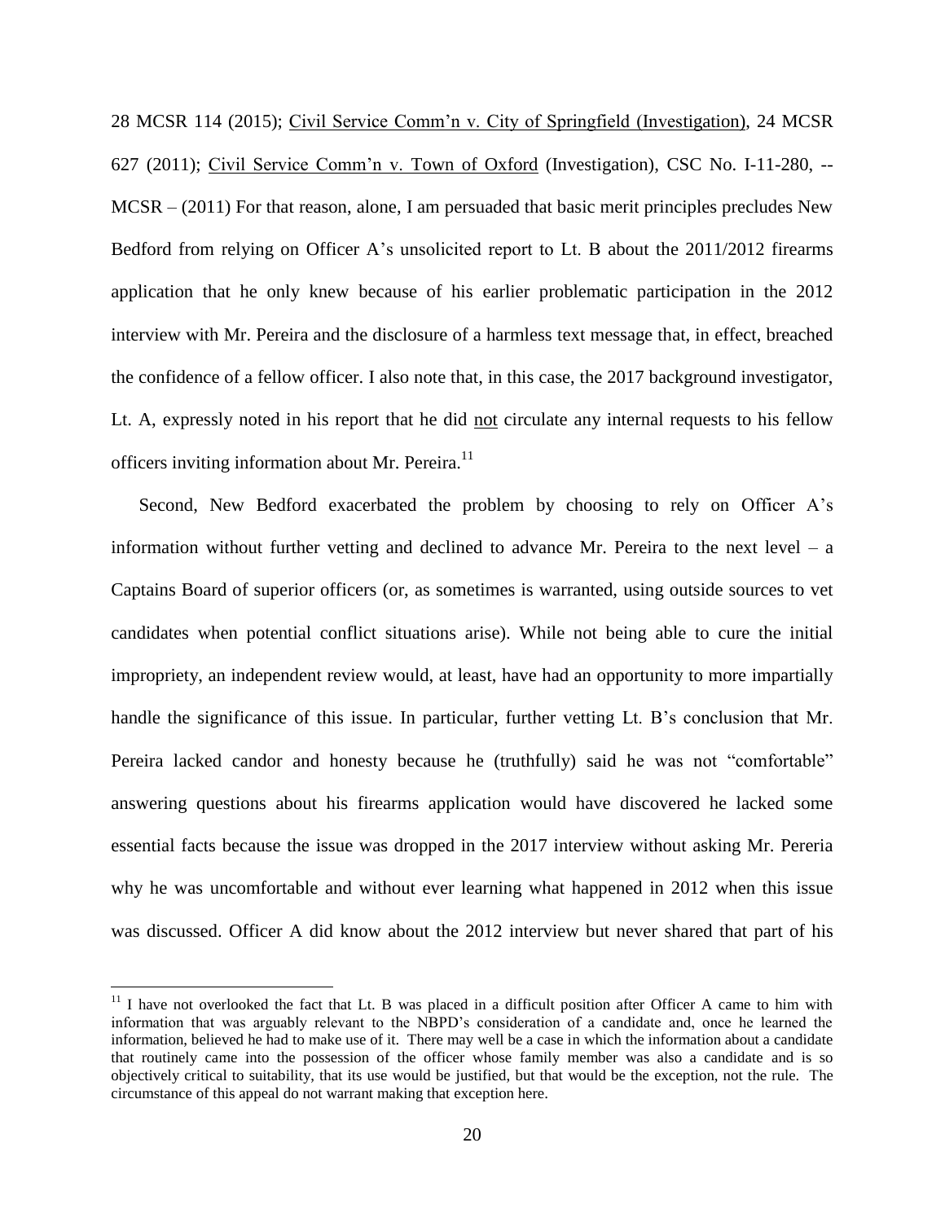28 MCSR 114 (2015); Civil Service Comm'n v. City of Springfield (Investigation), 24 MCSR 627 (2011); Civil Service Comm'n v. Town of Oxford (Investigation), CSC No. I-11-280, -- MCSR – (2011) For that reason, alone, I am persuaded that basic merit principles precludes New Bedford from relying on Officer A's unsolicited report to Lt. B about the 2011/2012 firearms application that he only knew because of his earlier problematic participation in the 2012 interview with Mr. Pereira and the disclosure of a harmless text message that, in effect, breached the confidence of a fellow officer. I also note that, in this case, the 2017 background investigator, Lt. A, expressly noted in his report that he did not circulate any internal requests to his fellow officers inviting information about Mr. Pereira.[11]

Second, New Bedford exacerbated the problem by choosing to rely on Officer A's information without further vetting and declined to advance Mr. Pereira to the next level – a Captains Board of superior officers (or, as sometimes is warranted, using outside sources to vet candidates when potential conflict situations arise). While not being able to cure the initial impropriety, an independent review would, at least, have had an opportunity to more impartially handle the significance of this issue. In particular, further vetting Lt. B's conclusion that Mr. Pereira lacked candor and honesty because he (truthfully) said he was not "comfortable" answering questions about his firearms application would have discovered he lacked some essential facts because the issue was dropped in the 2017 interview without asking Mr. Pereria why he was uncomfortable and without ever learning what happened in 2012 when this issue was discussed. Officer A did know about the 2012 interview but never shared that part of his

---

[11] I have not overlooked the fact that Lt. B was placed in a difficult position after Officer A came to him with information that was arguably relevant to the NBPD's consideration of a candidate and, once he learned the information, believed he had to make use of it. There may well be a case in which the information about a candidate that routinely came into the possession of the officer whose family member was also a candidate and is so objectively critical to suitability, that its use would be justified, but that would be the exception, not the rule. The circumstance of this appeal do not warrant making that exception here.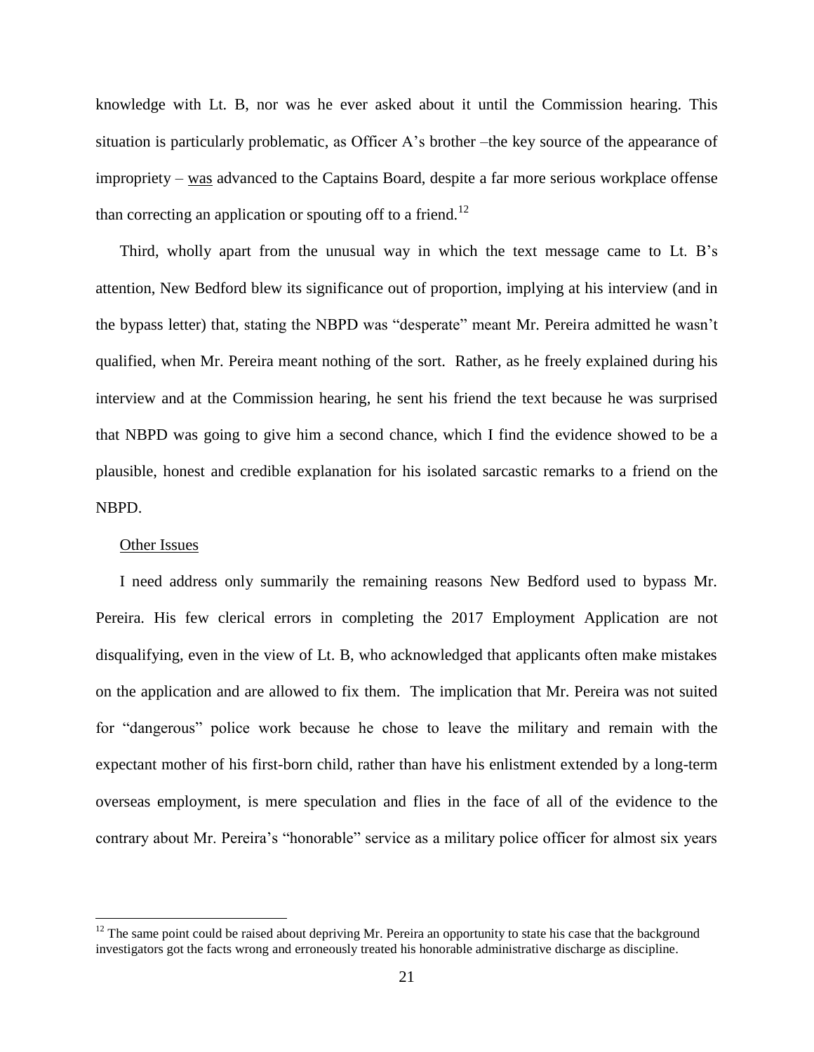knowledge with Lt. B, nor was he ever asked about it until the Commission hearing. This situation is particularly problematic, as Officer A's brother –the key source of the appearance of impropriety – <u>was</u> advanced to the Captains Board, despite a far more serious workplace offense than correcting an application or spouting off to a friend.[12]

Third, wholly apart from the unusual way in which the text message came to Lt. B's attention, New Bedford blew its significance out of proportion, implying at his interview (and in the bypass letter) that, stating the NBPD was "desperate" meant Mr. Pereira admitted he wasn't qualified, when Mr. Pereira meant nothing of the sort. Rather, as he freely explained during his interview and at the Commission hearing, he sent his friend the text because he was surprised that NBPD was going to give him a second chance, which I find the evidence showed to be a plausible, honest and credible explanation for his isolated sarcastic remarks to a friend on the NBPD.

<u>Other Issues</u>

I need address only summarily the remaining reasons New Bedford used to bypass Mr. Pereira. His few clerical errors in completing the 2017 Employment Application are not disqualifying, even in the view of Lt. B, who acknowledged that applicants often make mistakes on the application and are allowed to fix them. The implication that Mr. Pereira was not suited for "dangerous" police work because he chose to leave the military and remain with the expectant mother of his first-born child, rather than have his enlistment extended by a long-term overseas employment, is mere speculation and flies in the face of all of the evidence to the contrary about Mr. Pereira's "honorable" service as a military police officer for almost six years

---

[12] The same point could be raised about depriving Mr. Pereira an opportunity to state his case that the background investigators got the facts wrong and erroneously treated his honorable administrative discharge as discipline.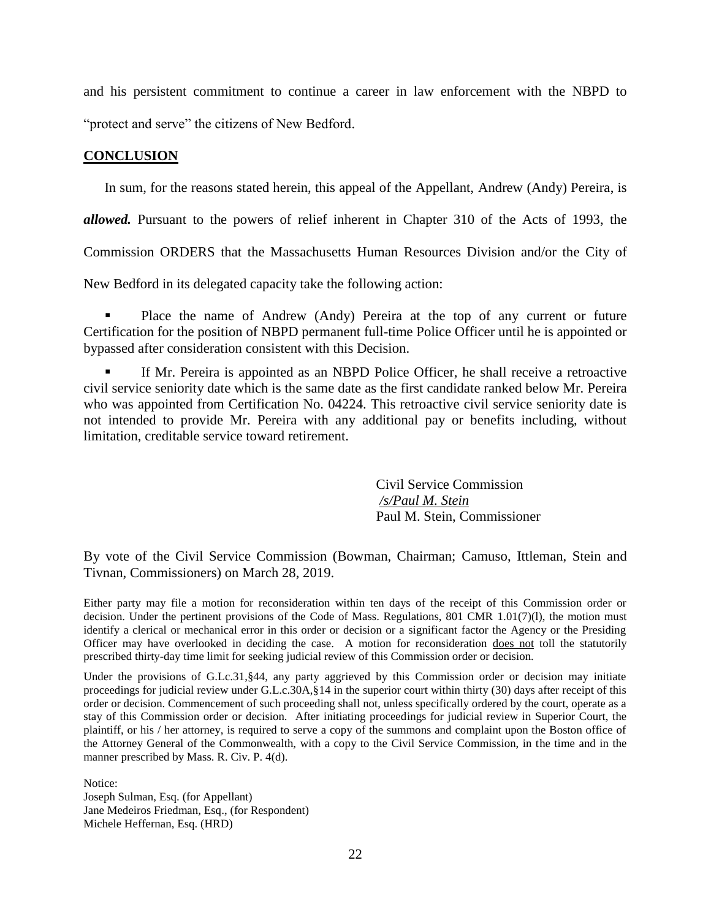and his persistent commitment to continue a career in law enforcement with the NBPD to "protect and serve" the citizens of New Bedford.

## CONCLUSION

In sum, for the reasons stated herein, this appeal of the Appellant, Andrew (Andy) Pereira, is ***allowed.*** Pursuant to the powers of relief inherent in Chapter 310 of the Acts of 1993, the Commission ORDERS that the Massachusetts Human Resources Division and/or the City of New Bedford in its delegated capacity take the following action:

- Place the name of Andrew (Andy) Pereira at the top of any current or future Certification for the position of NBPD permanent full-time Police Officer until he is appointed or bypassed after consideration consistent with this Decision.

- If Mr. Pereira is appointed as an NBPD Police Officer, he shall receive a retroactive civil service seniority date which is the same date as the first candidate ranked below Mr. Pereira who was appointed from Certification No. 04224. This retroactive civil service seniority date is not intended to provide Mr. Pereira with any additional pay or benefits including, without limitation, creditable service toward retirement.

Civil Service Commission
*/s/Paul M. Stein*
Paul M. Stein, Commissioner

By vote of the Civil Service Commission (Bowman, Chairman; Camuso, Ittleman, Stein and Tivnan, Commissioners) on March 28, 2019.

Either party may file a motion for reconsideration within ten days of the receipt of this Commission order or decision. Under the pertinent provisions of the Code of Mass. Regulations, 801 CMR 1.01(7)(l), the motion must identify a clerical or mechanical error in this order or decision or a significant factor the Agency or the Presiding Officer may have overlooked in deciding the case. A motion for reconsideration does not toll the statutorily prescribed thirty-day time limit for seeking judicial review of this Commission order or decision.

Under the provisions of G.Lc.31,§44, any party aggrieved by this Commission order or decision may initiate proceedings for judicial review under G.L.c.30A,§14 in the superior court within thirty (30) days after receipt of this order or decision. Commencement of such proceeding shall not, unless specifically ordered by the court, operate as a stay of this Commission order or decision. After initiating proceedings for judicial review in Superior Court, the plaintiff, or his / her attorney, is required to serve a copy of the summons and complaint upon the Boston office of the Attorney General of the Commonwealth, with a copy to the Civil Service Commission, in the time and in the manner prescribed by Mass. R. Civ. P. 4(d).

Notice:
Joseph Sulman, Esq. (for Appellant)
Jane Medeiros Friedman, Esq., (for Respondent)
Michele Heffernan, Esq. (HRD)